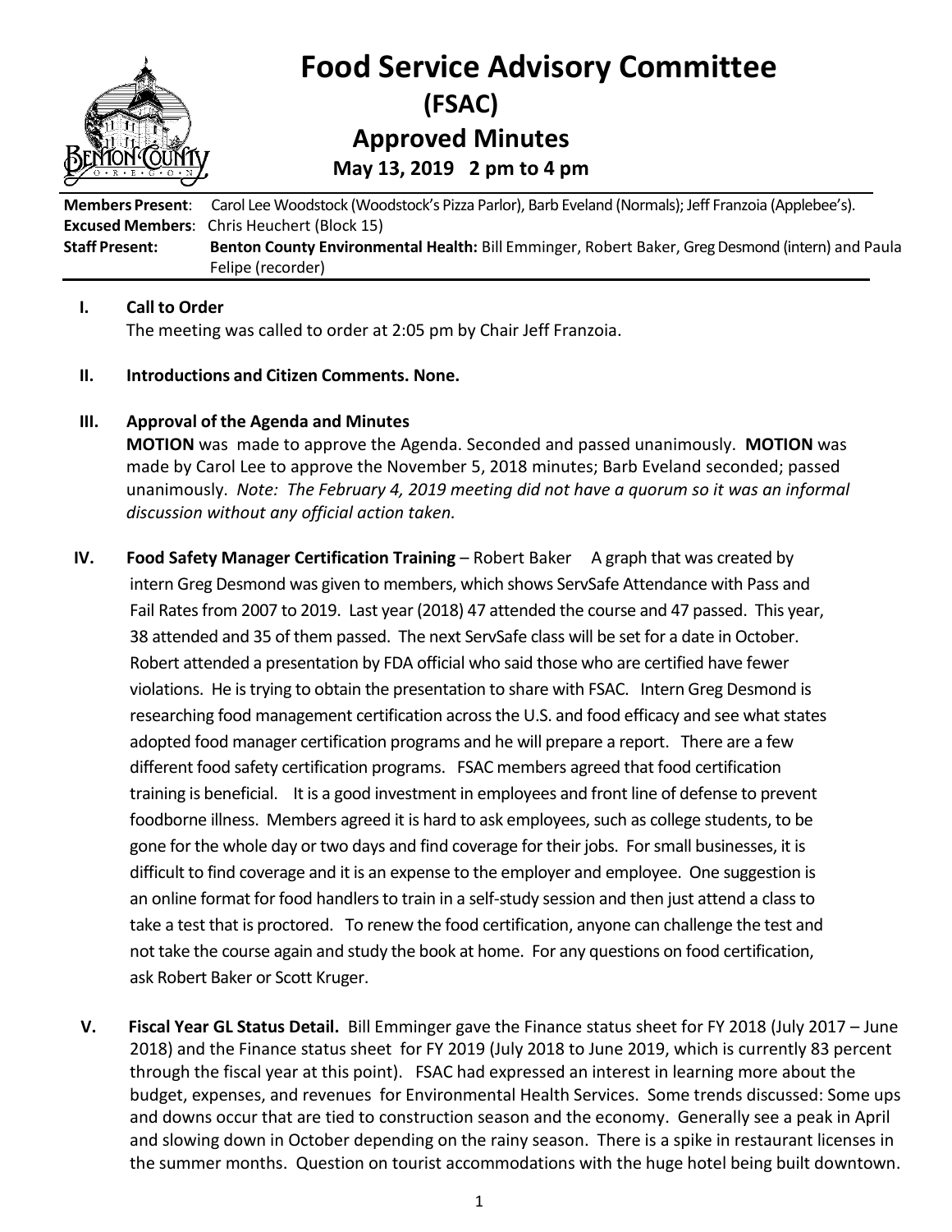# Food Service Advisory Committee (FSAC) Approved Minutes

**May 13, 2019 2 pm to 4 pm**

**Members Present**: Carol Lee Woodstock (Woodstock's Pizza Parlor), Barb Eveland (Normals); Jeff Franzoia (Applebee's).
**Excused Members**: Chris Heuchert (Block 15)
**Staff Present:** **Benton County Environmental Health:** Bill Emminger, Robert Baker, Greg Desmond (intern) and Paula Felipe (recorder)

## I. Call to Order

The meeting was called to order at 2:05 pm by Chair Jeff Franzoia.

## II. Introductions and Citizen Comments. None.

## III. Approval of the Agenda and Minutes

**MOTION** was made to approve the Agenda. Seconded and passed unanimously. **MOTION** was made by Carol Lee to approve the November 5, 2018 minutes; Barb Eveland seconded; passed unanimously. *Note: The February 4, 2019 meeting did not have a quorum so it was an informal discussion without any official action taken.*

## IV. Food Safety Manager Certification Training – Robert Baker

A graph that was created by intern Greg Desmond was given to members, which shows ServSafe Attendance with Pass and Fail Rates from 2007 to 2019. Last year (2018) 47 attended the course and 47 passed. This year, 38 attended and 35 of them passed. The next ServSafe class will be set for a date in October. Robert attended a presentation by FDA official who said those who are certified have fewer violations. He is trying to obtain the presentation to share with FSAC. Intern Greg Desmond is researching food management certification across the U.S. and food efficacy and see what states adopted food manager certification programs and he will prepare a report. There are a few different food safety certification programs. FSAC members agreed that food certification training is beneficial. It is a good investment in employees and front line of defense to prevent foodborne illness. Members agreed it is hard to ask employees, such as college students, to be gone for the whole day or two days and find coverage for their jobs. For small businesses, it is difficult to find coverage and it is an expense to the employer and employee. One suggestion is an online format for food handlers to train in a self-study session and then just attend a class to take a test that is proctored. To renew the food certification, anyone can challenge the test and not take the course again and study the book at home. For any questions on food certification, ask Robert Baker or Scott Kruger.

## V. Fiscal Year GL Status Detail.

Bill Emminger gave the Finance status sheet for FY 2018 (July 2017 – June 2018) and the Finance status sheet for FY 2019 (July 2018 to June 2019, which is currently 83 percent through the fiscal year at this point). FSAC had expressed an interest in learning more about the budget, expenses, and revenues for Environmental Health Services. Some trends discussed: Some ups and downs occur that are tied to construction season and the economy. Generally see a peak in April and slowing down in October depending on the rainy season. There is a spike in restaurant licenses in the summer months. Question on tourist accommodations with the huge hotel being built downtown.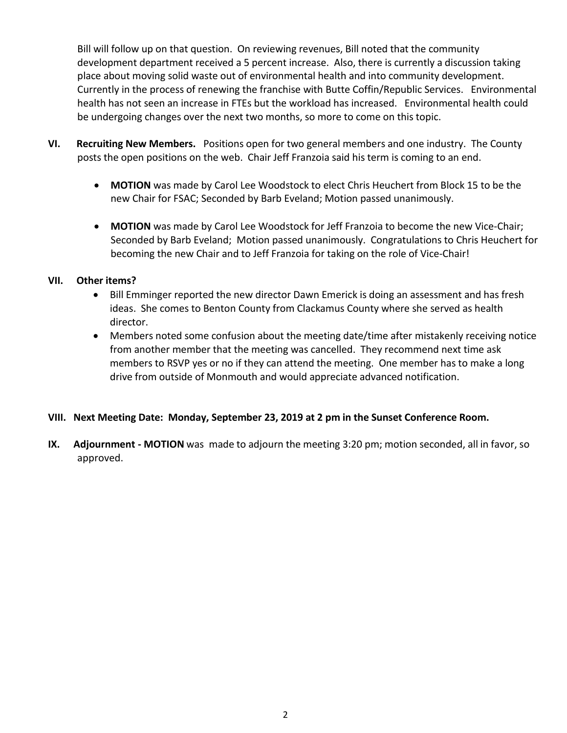Bill will follow up on that question. On reviewing revenues, Bill noted that the community development department received a 5 percent increase. Also, there is currently a discussion taking place about moving solid waste out of environmental health and into community development. Currently in the process of renewing the franchise with Butte Coffin/Republic Services. Environmental health has not seen an increase in FTEs but the workload has increased. Environmental health could be undergoing changes over the next two months, so more to come on this topic.

**VI. Recruiting New Members.** Positions open for two general members and one industry. The County posts the open positions on the web. Chair Jeff Franzoia said his term is coming to an end.

- **MOTION** was made by Carol Lee Woodstock to elect Chris Heuchert from Block 15 to be the new Chair for FSAC; Seconded by Barb Eveland; Motion passed unanimously.

- **MOTION** was made by Carol Lee Woodstock for Jeff Franzoia to become the new Vice-Chair; Seconded by Barb Eveland; Motion passed unanimously. Congratulations to Chris Heuchert for becoming the new Chair and to Jeff Franzoia for taking on the role of Vice-Chair!

**VII. Other items?**

- Bill Emminger reported the new director Dawn Emerick is doing an assessment and has fresh ideas. She comes to Benton County from Clackamus County where she served as health director.
- Members noted some confusion about the meeting date/time after mistakenly receiving notice from another member that the meeting was cancelled. They recommend next time ask members to RSVP yes or no if they can attend the meeting. One member has to make a long drive from outside of Monmouth and would appreciate advanced notification.

**VIII. Next Meeting Date: Monday, September 23, 2019 at 2 pm in the Sunset Conference Room.**

**IX. Adjournment - MOTION** was made to adjourn the meeting 3:20 pm; motion seconded, all in favor, so approved.